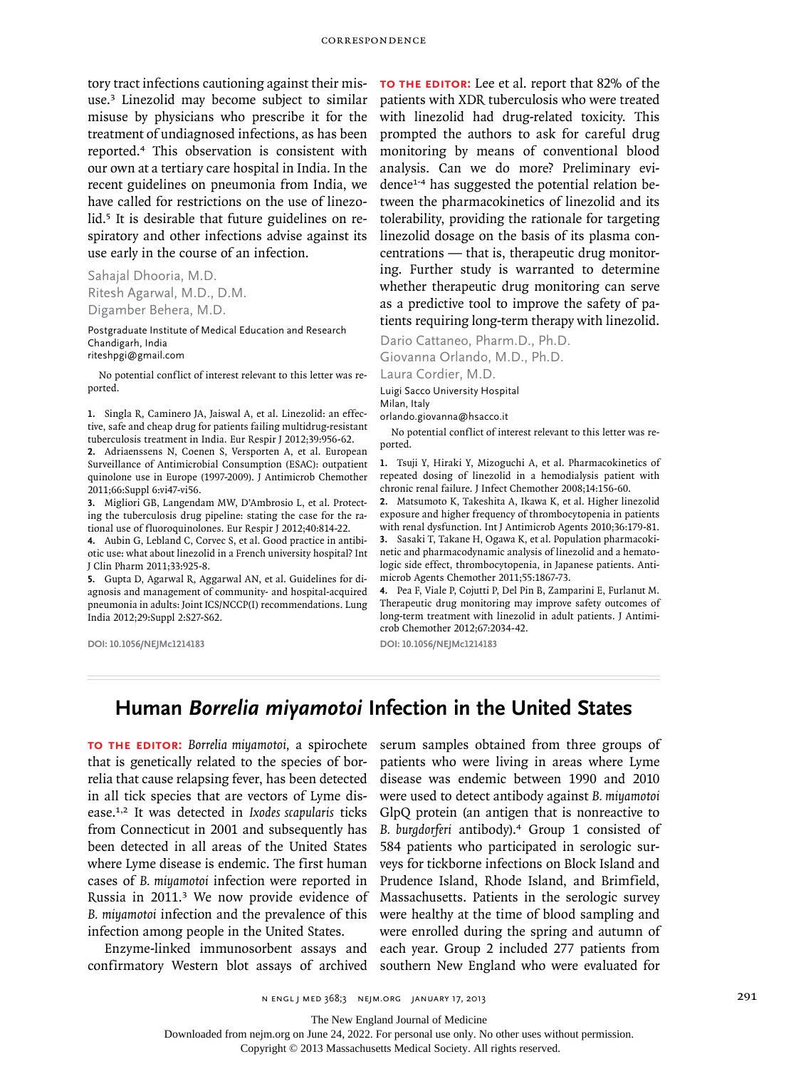tory tract infections cautioning against their misuse.[3] Linezolid may become subject to similar misuse by physicians who prescribe it for the treatment of undiagnosed infections, as has been reported.[4] This observation is consistent with our own at a tertiary care hospital in India. In the recent guidelines on pneumonia from India, we have called for restrictions on the use of linezolid.[5] It is desirable that future guidelines on respiratory and other infections advise against its use early in the course of an infection.

Sahajal Dhooria, M.D.
Ritesh Agarwal, M.D., D.M.
Digamber Behera, M.D.

Postgraduate Institute of Medical Education and Research
Chandigarh, India
riteshpgi@gmail.com

No potential conflict of interest relevant to this letter was reported.

1. Singla R, Caminero JA, Jaiswal A, et al. Linezolid: an effective, safe and cheap drug for patients failing multidrug-resistant tuberculosis treatment in India. Eur Respir J 2012;39:956-62.
2. Adriaenssens N, Coenen S, Versporten A, et al. European Surveillance of Antimicrobial Consumption (ESAC): outpatient quinolone use in Europe (1997-2009). J Antimicrob Chemother 2011;66:Suppl 6:vi47-vi56.
3. Migliori GB, Langendam MW, D'Ambrosio L, et al. Protecting the tuberculosis drug pipeline: stating the case for the rational use of fluoroquinolones. Eur Respir J 2012;40:814-22.
4. Aubin G, Lebland C, Corvec S, et al. Good practice in antibiotic use: what about linezolid in a French university hospital? Int J Clin Pharm 2011;33:925-8.
5. Gupta D, Agarwal R, Aggarwal AN, et al. Guidelines for diagnosis and management of community- and hospital-acquired pneumonia in adults: Joint ICS/NCCP(I) recommendations. Lung India 2012;29:Suppl 2:S27-S62.

DOI: 10.1056/NEJMc1214183

**TO THE EDITOR:** Lee et al. report that 82% of the patients with XDR tuberculosis who were treated with linezolid had drug-related toxicity. This prompted the authors to ask for careful drug monitoring by means of conventional blood analysis. Can we do more? Preliminary evidence[1-4] has suggested the potential relation between the pharmacokinetics of linezolid and its tolerability, providing the rationale for targeting linezolid dosage on the basis of its plasma concentrations — that is, therapeutic drug monitoring. Further study is warranted to determine whether therapeutic drug monitoring can serve as a predictive tool to improve the safety of patients requiring long-term therapy with linezolid.

Dario Cattaneo, Pharm.D., Ph.D.
Giovanna Orlando, M.D., Ph.D.
Laura Cordier, M.D.

Luigi Sacco University Hospital
Milan, Italy
orlando.giovanna@hsacco.it

No potential conflict of interest relevant to this letter was reported.

1. Tsuji Y, Hiraki Y, Mizoguchi A, et al. Pharmacokinetics of repeated dosing of linezolid in a hemodialysis patient with chronic renal failure. J Infect Chemother 2008;14:156-60.
2. Matsumoto K, Takeshita A, Ikawa K, et al. Higher linezolid exposure and higher frequency of thrombocytopenia in patients with renal dysfunction. Int J Antimicrob Agents 2010;36:179-81.
3. Sasaki T, Takane H, Ogawa K, et al. Population pharmacokinetic and pharmacodynamic analysis of linezolid and a hematologic side effect, thrombocytopenia, in Japanese patients. Antimicrob Agents Chemother 2011;55:1867-73.
4. Pea F, Viale P, Cojutti P, Del Pin B, Zamparini E, Furlanut M. Therapeutic drug monitoring may improve safety outcomes of long-term treatment with linezolid in adult patients. J Antimicrob Chemother 2012;67:2034-42.

DOI: 10.1056/NEJMc1214183

# Human *Borrelia miyamotoi* Infection in the United States

**TO THE EDITOR:** *Borrelia miyamotoi*, a spirochete that is genetically related to the species of borrelia that cause relapsing fever, has been detected in all tick species that are vectors of Lyme disease.[1,2] It was detected in *Ixodes scapularis* ticks from Connecticut in 2001 and subsequently has been detected in all areas of the United States where Lyme disease is endemic. The first human cases of *B. miyamotoi* infection were reported in Russia in 2011.[3] We now provide evidence of *B. miyamotoi* infection and the prevalence of this infection among people in the United States.

Enzyme-linked immunosorbent assays and confirmatory Western blot assays of archived serum samples obtained from three groups of patients who were living in areas where Lyme disease was endemic between 1990 and 2010 were used to detect antibody against *B. miyamotoi* GlpQ protein (an antigen that is nonreactive to *B. burgdorferi* antibody).[4] Group 1 consisted of 584 patients who participated in serologic surveys for tickborne infections on Block Island and Prudence Island, Rhode Island, and Brimfield, Massachusetts. Patients in the serologic survey were healthy at the time of blood sampling and were enrolled during the spring and autumn of each year. Group 2 included 277 patients from southern New England who were evaluated for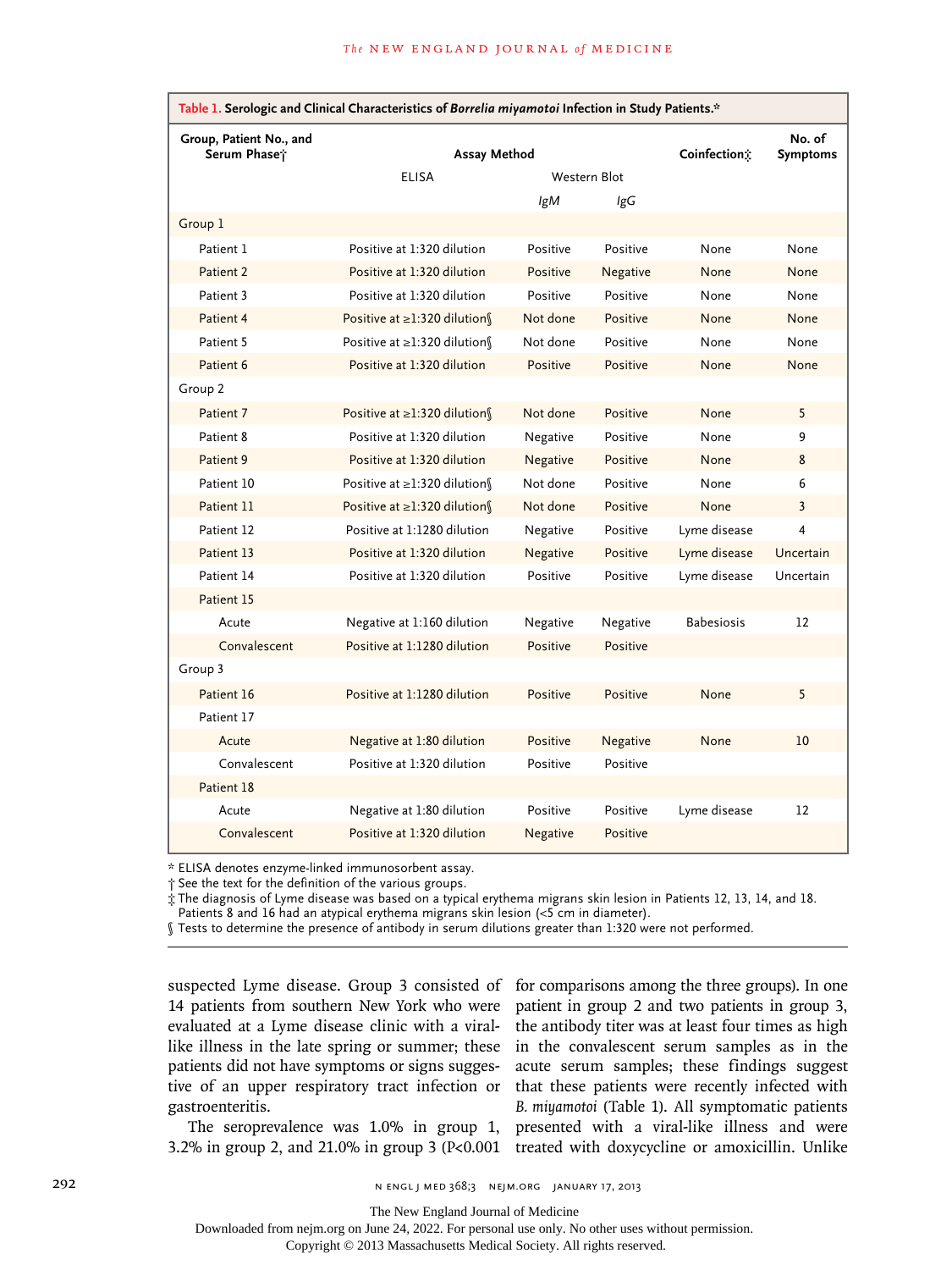**Table 1. Serologic and Clinical Characteristics of *Borrelia miyamotoi* Infection in Study Patients.***

| Group, Patient No., and Serum Phase† | Assay Method | | | Coinfection‡ | No. of Symptoms |
|---|---|---|---|---|---|
| | ELISA | Western Blot | | | |
| | | *IgM* | *IgG* | | |
| Group 1 | | | | | |
| Patient 1 | Positive at 1:320 dilution | Positive | Positive | None | None |
| Patient 2 | Positive at 1:320 dilution | Positive | Negative | None | None |
| Patient 3 | Positive at 1:320 dilution | Positive | Positive | None | None |
| Patient 4 | Positive at ≥1:320 dilution§ | Not done | Positive | None | None |
| Patient 5 | Positive at ≥1:320 dilution§ | Not done | Positive | None | None |
| Patient 6 | Positive at 1:320 dilution | Positive | Positive | None | None |
| Group 2 | | | | | |
| Patient 7 | Positive at ≥1:320 dilution§ | Not done | Positive | None | 5 |
| Patient 8 | Positive at 1:320 dilution | Negative | Positive | None | 9 |
| Patient 9 | Positive at 1:320 dilution | Negative | Positive | None | 8 |
| Patient 10 | Positive at ≥1:320 dilution§ | Not done | Positive | None | 6 |
| Patient 11 | Positive at ≥1:320 dilution§ | Not done | Positive | None | 3 |
| Patient 12 | Positive at 1:1280 dilution | Negative | Positive | Lyme disease | 4 |
| Patient 13 | Positive at 1:320 dilution | Negative | Positive | Lyme disease | Uncertain |
| Patient 14 | Positive at 1:320 dilution | Positive | Positive | Lyme disease | Uncertain |
| Patient 15 | | | | | |
| Acute | Negative at 1:160 dilution | Negative | Negative | Babesiosis | 12 |
| Convalescent | Positive at 1:1280 dilution | Positive | Positive | | |
| Group 3 | | | | | |
| Patient 16 | Positive at 1:1280 dilution | Positive | Positive | None | 5 |
| Patient 17 | | | | | |
| Acute | Negative at 1:80 dilution | Positive | Negative | None | 10 |
| Convalescent | Positive at 1:320 dilution | Positive | Positive | | |
| Patient 18 | | | | | |
| Acute | Negative at 1:80 dilution | Positive | Positive | Lyme disease | 12 |
| Convalescent | Positive at 1:320 dilution | Negative | Positive | | |

\* ELISA denotes enzyme-linked immunosorbent assay.
† See the text for the definition of the various groups.
‡ The diagnosis of Lyme disease was based on a typical erythema migrans skin lesion in Patients 12, 13, 14, and 18. Patients 8 and 16 had an atypical erythema migrans skin lesion (<5 cm in diameter).
§ Tests to determine the presence of antibody in serum dilutions greater than 1:320 were not performed.

suspected Lyme disease. Group 3 consisted of 14 patients from southern New York who were evaluated at a Lyme disease clinic with a viral-like illness in the late spring or summer; these patients did not have symptoms or signs suggestive of an upper respiratory tract infection or gastroenteritis.

The seroprevalence was 1.0% in group 1, 3.2% in group 2, and 21.0% in group 3 ($P<0.001$ for comparisons among the three groups). In one patient in group 2 and two patients in group 3, the antibody titer was at least four times as high in the convalescent serum samples as in the acute serum samples; these findings suggest that these patients were recently infected with *B. miyamotoi* (Table 1). All symptomatic patients presented with a viral-like illness and were treated with doxycycline or amoxicillin. Unlike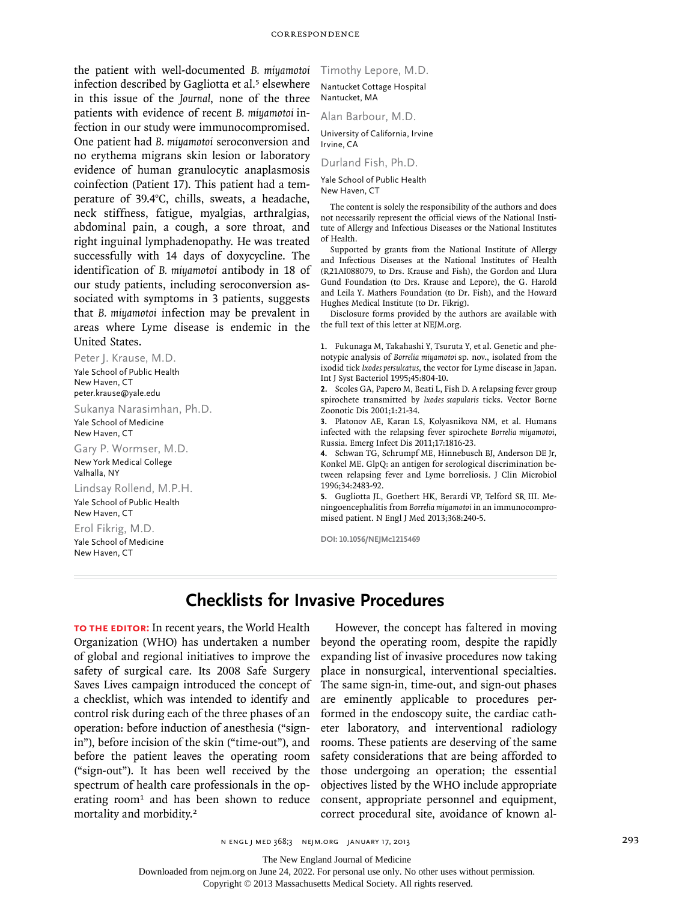the patient with well-documented *B. miyamotoi* infection described by Gagliotta et al.[5] elsewhere in this issue of the *Journal*, none of the three patients with evidence of recent *B. miyamotoi* infection in our study were immunocompromised. One patient had *B. miyamotoi* seroconversion and no erythema migrans skin lesion or laboratory evidence of human granulocytic anaplasmosis coinfection (Patient 17). This patient had a temperature of 39.4°C, chills, sweats, a headache, neck stiffness, fatigue, myalgias, arthralgias, abdominal pain, a cough, a sore throat, and right inguinal lymphadenopathy. He was treated successfully with 14 days of doxycycline. The identification of *B. miyamotoi* antibody in 18 of our study patients, including seroconversion associated with symptoms in 3 patients, suggests that *B. miyamotoi* infection may be prevalent in areas where Lyme disease is endemic in the United States.

Peter J. Krause, M.D.
Yale School of Public Health
New Haven, CT
peter.krause@yale.edu

Sukanya Narasimhan, Ph.D.
Yale School of Medicine
New Haven, CT

Gary P. Wormser, M.D.
New York Medical College
Valhalla, NY

Lindsay Rollend, M.P.H.
Yale School of Public Health
New Haven, CT

Erol Fikrig, M.D.
Yale School of Medicine
New Haven, CT

Timothy Lepore, M.D.
Nantucket Cottage Hospital
Nantucket, MA

Alan Barbour, M.D.
University of California, Irvine
Irvine, CA

Durland Fish, Ph.D.
Yale School of Public Health
New Haven, CT

The content is solely the responsibility of the authors and does not necessarily represent the official views of the National Institute of Allergy and Infectious Diseases or the National Institutes of Health.

Supported by grants from the National Institute of Allergy and Infectious Diseases at the National Institutes of Health (R21AI088079, to Drs. Krause and Fish), the Gordon and Llura Gund Foundation (to Drs. Krause and Lepore), the G. Harold and Leila Y. Mathers Foundation (to Dr. Fish), and the Howard Hughes Medical Institute (to Dr. Fikrig).

Disclosure forms provided by the authors are available with the full text of this letter at NEJM.org.

1. Fukunaga M, Takahashi Y, Tsuruta Y, et al. Genetic and phenotypic analysis of *Borrelia miyamotoi* sp. nov., isolated from the ixodid tick *Ixodes persulcatus*, the vector for Lyme disease in Japan. Int J Syst Bacteriol 1995;45:804-10.
2. Scoles GA, Papero M, Beati L, Fish D. A relapsing fever group spirochete transmitted by *Ixodes scapularis* ticks. Vector Borne Zoonotic Dis 2001;1:21-34.
3. Platonov AE, Karan LS, Kolyasnikova NM, et al. Humans infected with the relapsing fever spirochete *Borrelia miyamotoi*, Russia. Emerg Infect Dis 2011;17:1816-23.
4. Schwan TG, Schrumpf ME, Hinnebusch BJ, Anderson DE Jr, Konkel ME. GlpQ: an antigen for serological discrimination between relapsing fever and Lyme borreliosis. J Clin Microbiol 1996;34:2483-92.
5. Gugliotta JL, Goethert HK, Berardi VP, Telford SR III. Meningoencephalitis from *Borrelia miyamotoi* in an immunocompromised patient. N Engl J Med 2013;368:240-5.

DOI: 10.1056/NEJMc1215469

## Checklists for Invasive Procedures

**TO THE EDITOR:** In recent years, the World Health Organization (WHO) has undertaken a number of global and regional initiatives to improve the safety of surgical care. Its 2008 Safe Surgery Saves Lives campaign introduced the concept of a checklist, which was intended to identify and control risk during each of the three phases of an operation: before induction of anesthesia ("sign-in"), before incision of the skin ("time-out"), and before the patient leaves the operating room ("sign-out"). It has been well received by the spectrum of health care professionals in the operating room[1] and has been shown to reduce mortality and morbidity.[2]

However, the concept has faltered in moving beyond the operating room, despite the rapidly expanding list of invasive procedures now taking place in nonsurgical, interventional specialties. The same sign-in, time-out, and sign-out phases are eminently applicable to procedures performed in the endoscopy suite, the cardiac catheter laboratory, and interventional radiology rooms. These patients are deserving of the same safety considerations that are being afforded to those undergoing an operation; the essential objectives listed by the WHO include appropriate consent, appropriate personnel and equipment, correct procedural site, avoidance of known al-